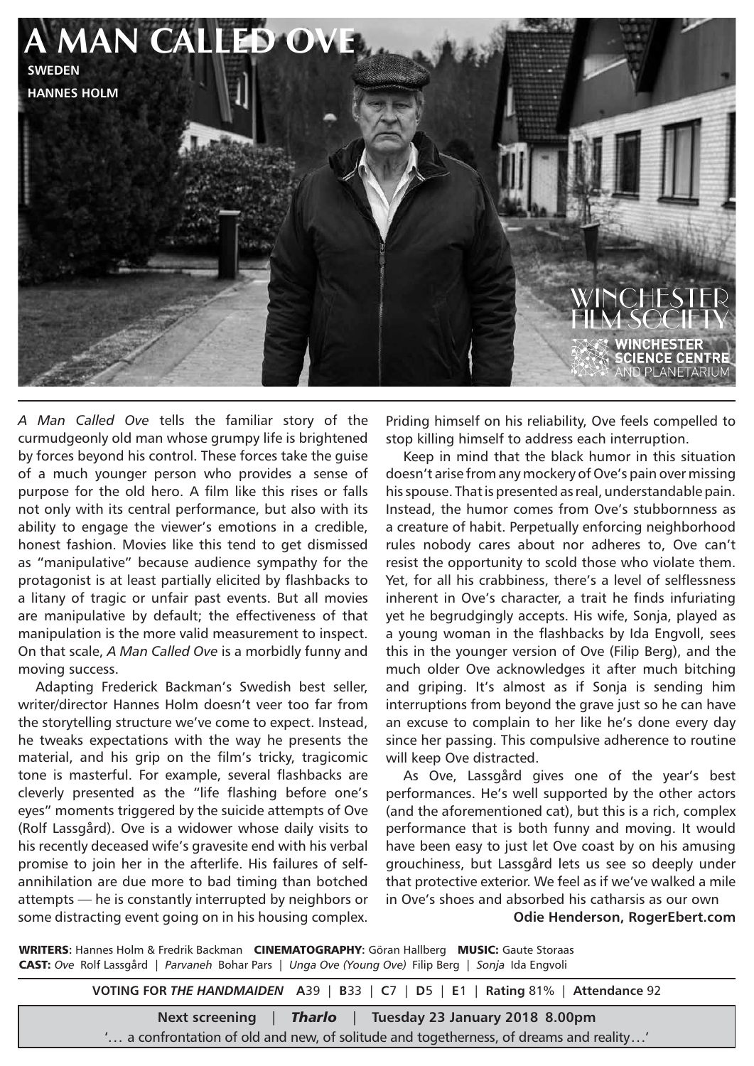# A MAN CALLED OVE

**SWEDEN**

**HANNES HOLM**

WINCHESTER FILM SOCIETY

WINCHESTER SCIENCE CENTRE AND PLANETARIUM

*A Man Called Ove* tells the familiar story of the curmudgeonly old man whose grumpy life is brightened by forces beyond his control. These forces take the guise of a much younger person who provides a sense of purpose for the old hero. A film like this rises or falls not only with its central performance, but also with its ability to engage the viewer's emotions in a credible, honest fashion. Movies like this tend to get dismissed as "manipulative" because audience sympathy for the protagonist is at least partially elicited by flashbacks to a litany of tragic or unfair past events. But all movies are manipulative by default; the effectiveness of that manipulation is the more valid measurement to inspect. On that scale, *A Man Called Ove* is a morbidly funny and moving success.

Adapting Frederick Backman's Swedish best seller, writer/director Hannes Holm doesn't veer too far from the storytelling structure we've come to expect. Instead, he tweaks expectations with the way he presents the material, and his grip on the film's tricky, tragicomic tone is masterful. For example, several flashbacks are cleverly presented as the "life flashing before one's eyes" moments triggered by the suicide attempts of Ove (Rolf Lassgård). Ove is a widower whose daily visits to his recently deceased wife's gravesite end with his verbal promise to join her in the afterlife. His failures of self-annihilation are due more to bad timing than botched attempts — he is constantly interrupted by neighbors or some distracting event going on in his housing complex. Priding himself on his reliability, Ove feels compelled to stop killing himself to address each interruption.

Keep in mind that the black humor in this situation doesn't arise from any mockery of Ove's pain over missing his spouse. That is presented as real, understandable pain. Instead, the humor comes from Ove's stubbornness as a creature of habit. Perpetually enforcing neighborhood rules nobody cares about nor adheres to, Ove can't resist the opportunity to scold those who violate them. Yet, for all his crabbiness, there's a level of selflessness inherent in Ove's character, a trait he finds infuriating yet he begrudgingly accepts. His wife, Sonja, played as a young woman in the flashbacks by Ida Engvoll, sees this in the younger version of Ove (Filip Berg), and the much older Ove acknowledges it after much bitching and griping. It's almost as if Sonja is sending him interruptions from beyond the grave just so he can have an excuse to complain to her like he's done every day since her passing. This compulsive adherence to routine will keep Ove distracted.

As Ove, Lassgård gives one of the year's best performances. He's well supported by the other actors (and the aforementioned cat), but this is a rich, complex performance that is both funny and moving. It would have been easy to just let Ove coast by on his amusing grouchiness, but Lassgård lets us see so deeply under that protective exterior. We feel as if we've walked a mile in Ove's shoes and absorbed his catharsis as our own

**Odie Henderson, RogerEbert.com**

**WRITERS**: Hannes Holm & Fredrik Backman **CINEMATOGRAPHY**: Göran Hallberg **MUSIC:** Gaute Storaas
**CAST:** *Ove* Rolf Lassgård | *Parvaneh* Bohar Pars | *Unga Ove (Young Ove)* Filip Berg | *Sonja* Ida Engvoll

**VOTING FOR *THE HANDMAIDEN*** **A**39 | **B**33 | **C**7 | **D**5 | **E**1 | **Rating** 81% | **Attendance** 92

**Next screening** | ***Tharlo*** | **Tuesday 23 January 2018 8.00pm**

'… a confrontation of old and new, of solitude and togetherness, of dreams and reality…'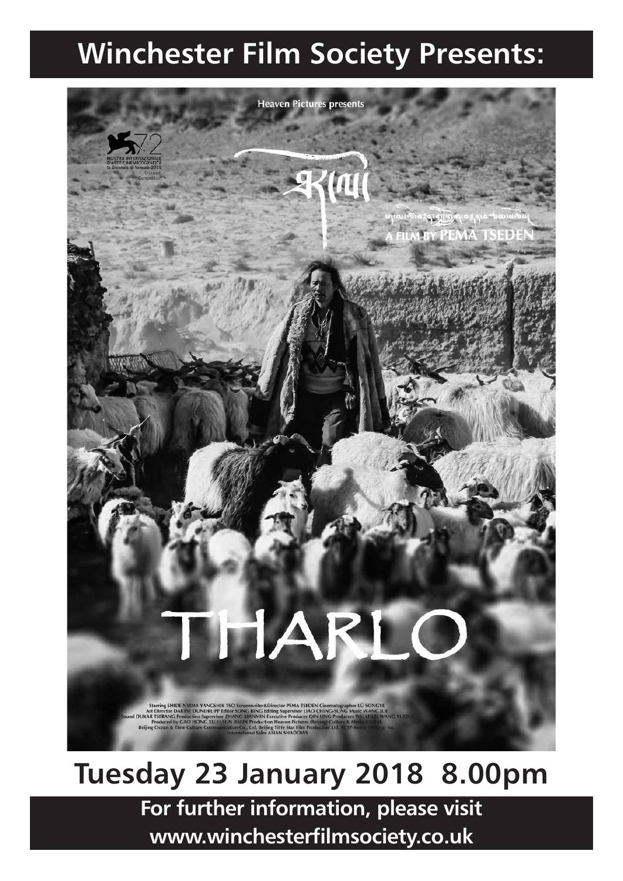# Winchester Film Society Presents:

Heaven Pictures presents

A FILM BY PEMA TSEDEN

THARLO

Starring SHIDE NYIMA YANGSHIK TSO Screenwriter&Director PEMA TSEDEN Cinematographer LÜ SONGYE
Art Director DAKTSE DUNDRUPP Editor SONG BING Editing Supervisor LIAO CHING-SUNG Music WANG JUE
Sound DUKAR TSERANG Production Supervisor ZHANG XIANMIN Executive Producer QIN LING Producers WU LEILEI WANG XUEBO
Produced by GAO HONG XU LI SUN JIALIN Production Heaven Pictures (Beijing) Culture & Media Co., Ltd.
Beijing Ocean & Time Culture Communication Co., Ltd. Beijing YiHe Star Film Production Ltd. TCYP Movie (Beijing) Inc.
International Sales ASIAN SHADOWS

## Tuesday 23 January 2018 8.00pm

**For further information, please visit**
**www.winchesterfilmsociety.co.uk**